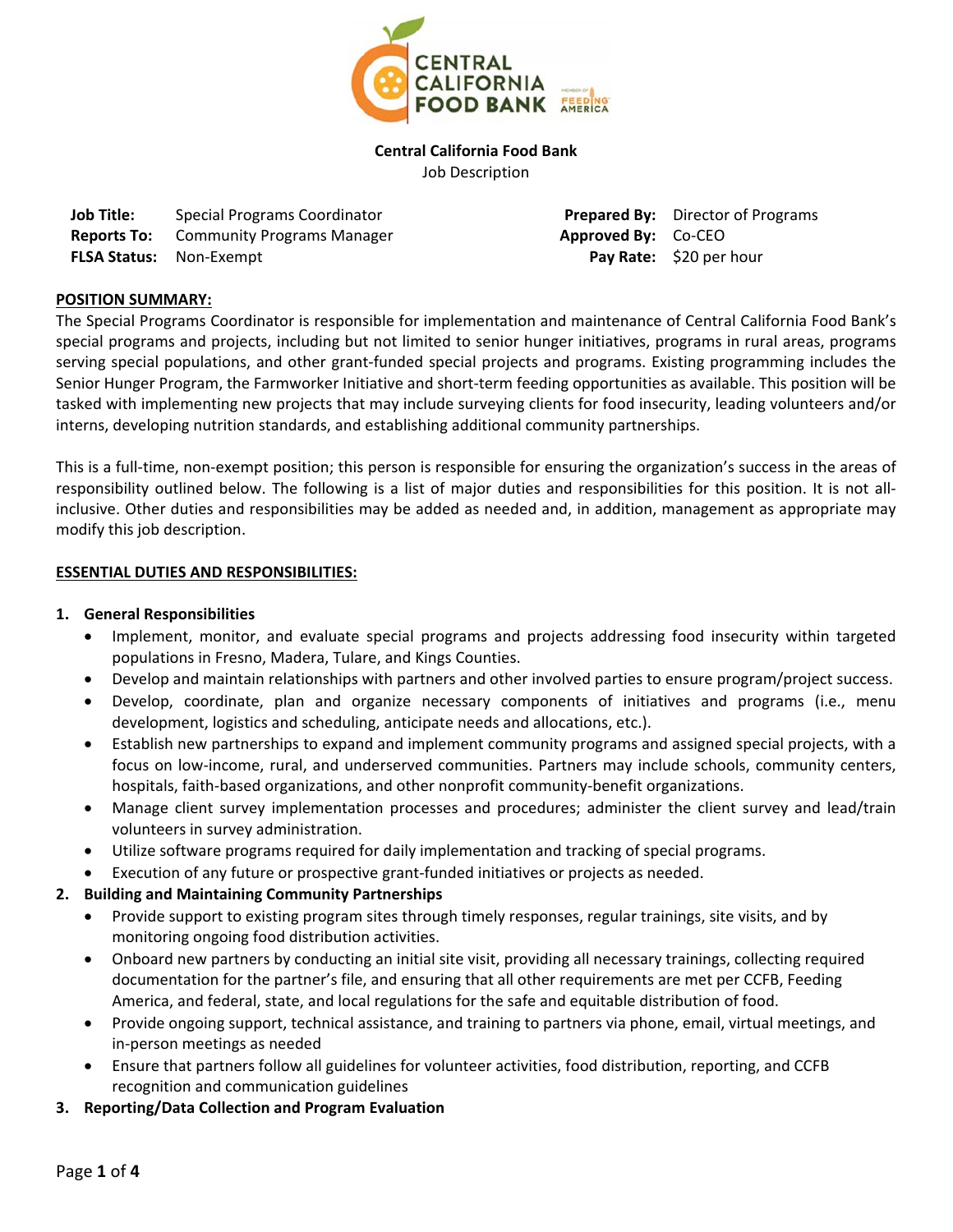**Central California Food Bank**

Job Description

| | | | |
|---|---|---|---|
| **Job Title:** | Special Programs Coordinator | **Prepared By:** | Director of Programs |
| **Reports To:** | Community Programs Manager | **Approved By:** | Co-CEO |
| **FLSA Status:** | Non-Exempt | **Pay Rate:** | $20 per hour |

## POSITION SUMMARY:

The Special Programs Coordinator is responsible for implementation and maintenance of Central California Food Bank's special programs and projects, including but not limited to senior hunger initiatives, programs in rural areas, programs serving special populations, and other grant-funded special projects and programs. Existing programming includes the Senior Hunger Program, the Farmworker Initiative and short-term feeding opportunities as available. This position will be tasked with implementing new projects that may include surveying clients for food insecurity, leading volunteers and/or interns, developing nutrition standards, and establishing additional community partnerships.

This is a full-time, non-exempt position; this person is responsible for ensuring the organization's success in the areas of responsibility outlined below. The following is a list of major duties and responsibilities for this position. It is not all-inclusive. Other duties and responsibilities may be added as needed and, in addition, management as appropriate may modify this job description.

## ESSENTIAL DUTIES AND RESPONSIBILITIES:

1. **General Responsibilities**
   - Implement, monitor, and evaluate special programs and projects addressing food insecurity within targeted populations in Fresno, Madera, Tulare, and Kings Counties.
   - Develop and maintain relationships with partners and other involved parties to ensure program/project success.
   - Develop, coordinate, plan and organize necessary components of initiatives and programs (i.e., menu development, logistics and scheduling, anticipate needs and allocations, etc.).
   - Establish new partnerships to expand and implement community programs and assigned special projects, with a focus on low-income, rural, and underserved communities. Partners may include schools, community centers, hospitals, faith-based organizations, and other nonprofit community-benefit organizations.
   - Manage client survey implementation processes and procedures; administer the client survey and lead/train volunteers in survey administration.
   - Utilize software programs required for daily implementation and tracking of special programs.
   - Execution of any future or prospective grant-funded initiatives or projects as needed.
2. **Building and Maintaining Community Partnerships**
   - Provide support to existing program sites through timely responses, regular trainings, site visits, and by monitoring ongoing food distribution activities.
   - Onboard new partners by conducting an initial site visit, providing all necessary trainings, collecting required documentation for the partner's file, and ensuring that all other requirements are met per CCFB, Feeding America, and federal, state, and local regulations for the safe and equitable distribution of food.
   - Provide ongoing support, technical assistance, and training to partners via phone, email, virtual meetings, and in-person meetings as needed
   - Ensure that partners follow all guidelines for volunteer activities, food distribution, reporting, and CCFB recognition and communication guidelines
3. **Reporting/Data Collection and Program Evaluation**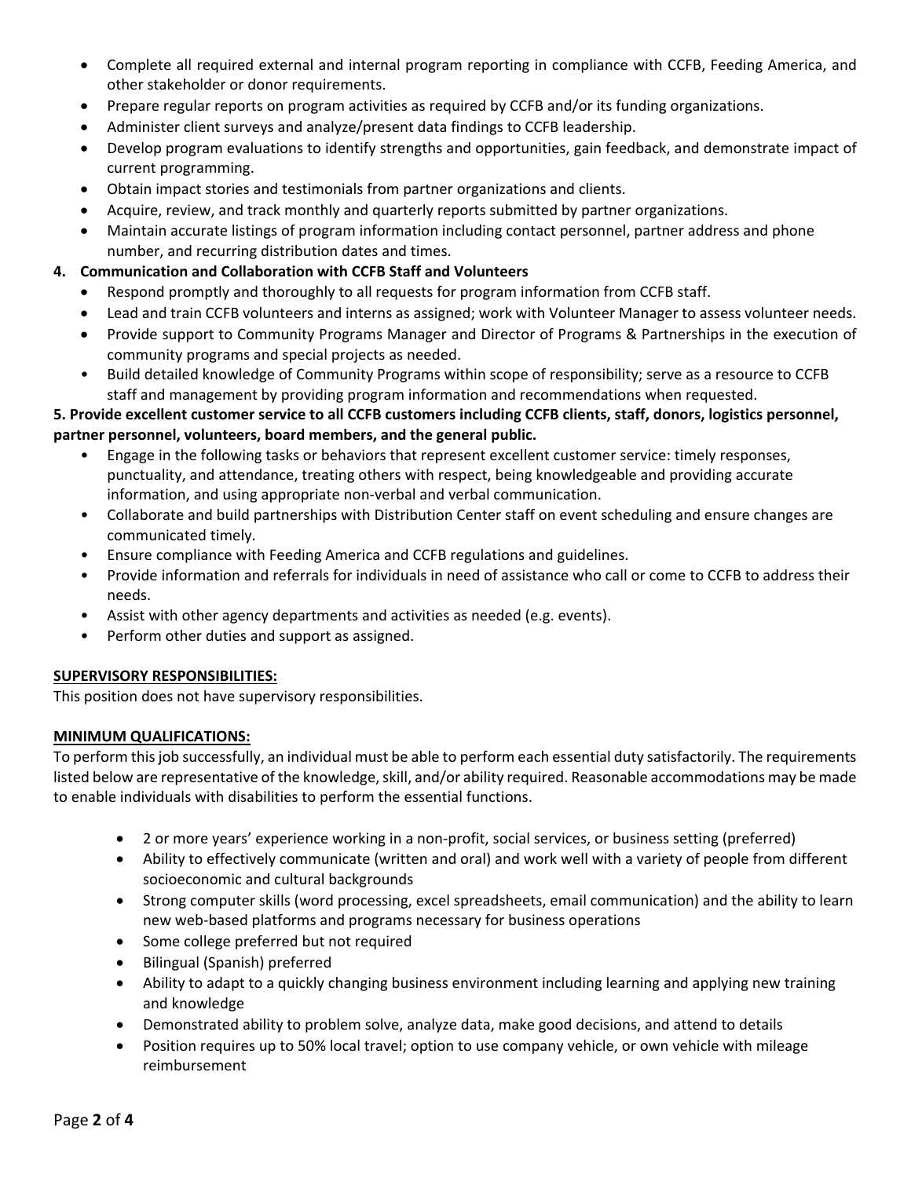- Complete all required external and internal program reporting in compliance with CCFB, Feeding America, and other stakeholder or donor requirements.
- Prepare regular reports on program activities as required by CCFB and/or its funding organizations.
- Administer client surveys and analyze/present data findings to CCFB leadership.
- Develop program evaluations to identify strengths and opportunities, gain feedback, and demonstrate impact of current programming.
- Obtain impact stories and testimonials from partner organizations and clients.
- Acquire, review, and track monthly and quarterly reports submitted by partner organizations.
- Maintain accurate listings of program information including contact personnel, partner address and phone number, and recurring distribution dates and times.

**4. Communication and Collaboration with CCFB Staff and Volunteers**

- Respond promptly and thoroughly to all requests for program information from CCFB staff.
- Lead and train CCFB volunteers and interns as assigned; work with Volunteer Manager to assess volunteer needs.
- Provide support to Community Programs Manager and Director of Programs & Partnerships in the execution of community programs and special projects as needed.
- Build detailed knowledge of Community Programs within scope of responsibility; serve as a resource to CCFB staff and management by providing program information and recommendations when requested.

**5. Provide excellent customer service to all CCFB customers including CCFB clients, staff, donors, logistics personnel, partner personnel, volunteers, board members, and the general public.**

- Engage in the following tasks or behaviors that represent excellent customer service: timely responses, punctuality, and attendance, treating others with respect, being knowledgeable and providing accurate information, and using appropriate non-verbal and verbal communication.
- Collaborate and build partnerships with Distribution Center staff on event scheduling and ensure changes are communicated timely.
- Ensure compliance with Feeding America and CCFB regulations and guidelines.
- Provide information and referrals for individuals in need of assistance who call or come to CCFB to address their needs.
- Assist with other agency departments and activities as needed (e.g. events).
- Perform other duties and support as assigned.

**SUPERVISORY RESPONSIBILITIES:**

This position does not have supervisory responsibilities.

**MINIMUM QUALIFICATIONS:**

To perform this job successfully, an individual must be able to perform each essential duty satisfactorily. The requirements listed below are representative of the knowledge, skill, and/or ability required. Reasonable accommodations may be made to enable individuals with disabilities to perform the essential functions.

- 2 or more years' experience working in a non-profit, social services, or business setting (preferred)
- Ability to effectively communicate (written and oral) and work well with a variety of people from different socioeconomic and cultural backgrounds
- Strong computer skills (word processing, excel spreadsheets, email communication) and the ability to learn new web-based platforms and programs necessary for business operations
- Some college preferred but not required
- Bilingual (Spanish) preferred
- Ability to adapt to a quickly changing business environment including learning and applying new training and knowledge
- Demonstrated ability to problem solve, analyze data, make good decisions, and attend to details
- Position requires up to 50% local travel; option to use company vehicle, or own vehicle with mileage reimbursement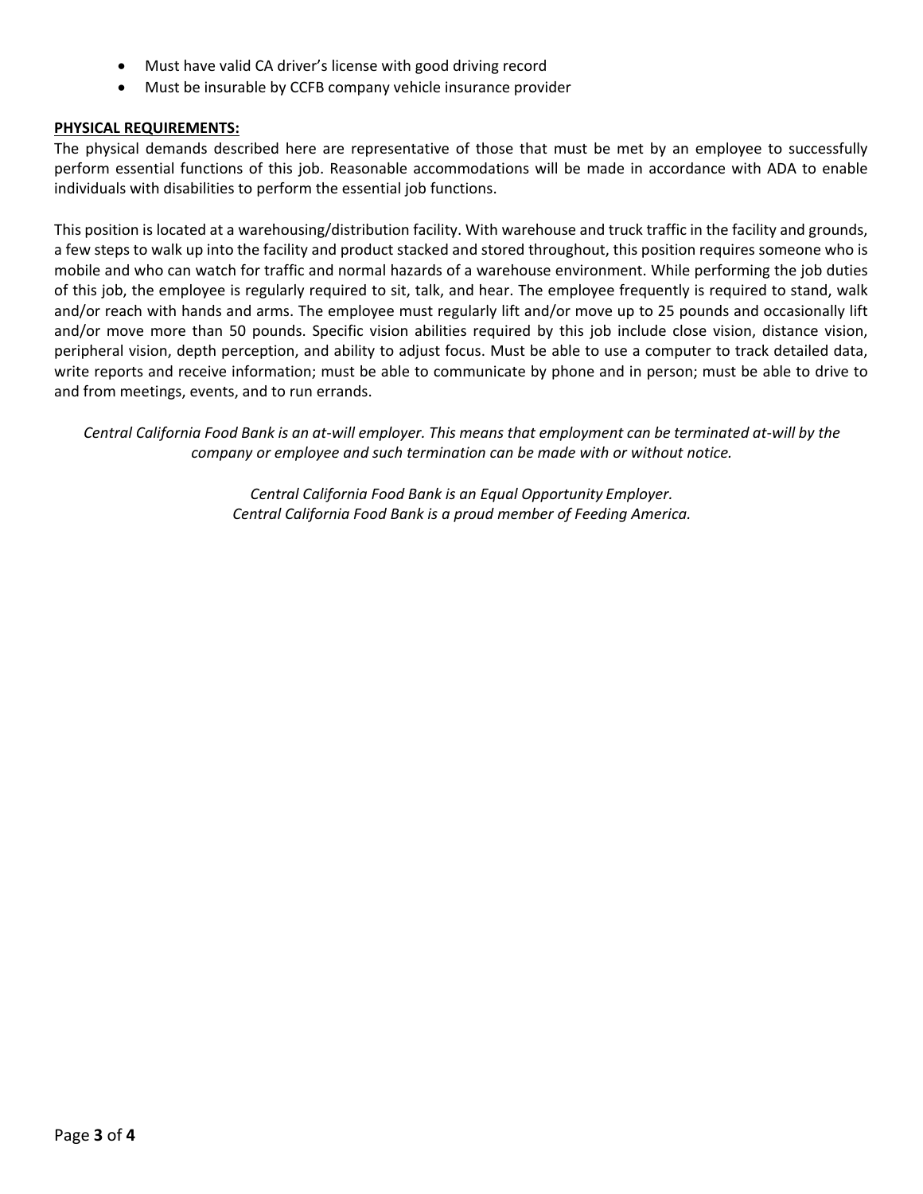- Must have valid CA driver's license with good driving record
- Must be insurable by CCFB company vehicle insurance provider

**PHYSICAL REQUIREMENTS:**

The physical demands described here are representative of those that must be met by an employee to successfully perform essential functions of this job. Reasonable accommodations will be made in accordance with ADA to enable individuals with disabilities to perform the essential job functions.

This position is located at a warehousing/distribution facility. With warehouse and truck traffic in the facility and grounds, a few steps to walk up into the facility and product stacked and stored throughout, this position requires someone who is mobile and who can watch for traffic and normal hazards of a warehouse environment. While performing the job duties of this job, the employee is regularly required to sit, talk, and hear. The employee frequently is required to stand, walk and/or reach with hands and arms. The employee must regularly lift and/or move up to 25 pounds and occasionally lift and/or move more than 50 pounds. Specific vision abilities required by this job include close vision, distance vision, peripheral vision, depth perception, and ability to adjust focus. Must be able to use a computer to track detailed data, write reports and receive information; must be able to communicate by phone and in person; must be able to drive to and from meetings, events, and to run errands.

*Central California Food Bank is an at-will employer. This means that employment can be terminated at-will by the company or employee and such termination can be made with or without notice.*

*Central California Food Bank is an Equal Opportunity Employer.*
*Central California Food Bank is a proud member of Feeding America.*